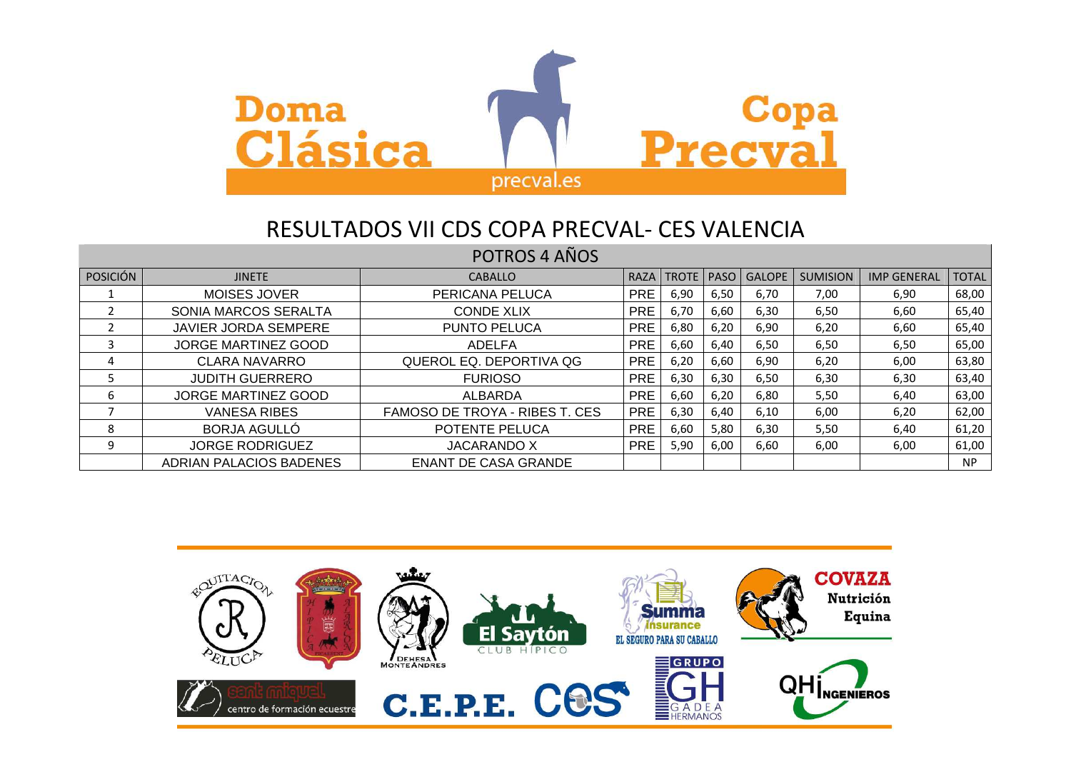# Doma Clásica Copa Precval

precval.es

## RESULTADOS VII CDS COPA PRECVAL- CES VALENCIA

| POTROS 4 AÑOS | | | | | | | | | |
|---|---|---|---|---|---|---|---|---|---|
| POSICIÓN | JINETE | CABALLO | RAZA | TROTE | PASO | GALOPE | SUMISION | IMP GENERAL | TOTAL |
| 1 | MOISES JOVER | PERICANA PELUCA | PRE | 6,90 | 6,50 | 6,70 | 7,00 | 6,90 | 68,00 |
| 2 | SONIA MARCOS SERALTA | CONDE XLIX | PRE | 6,70 | 6,60 | 6,30 | 6,50 | 6,60 | 65,40 |
| 2 | JAVIER JORDA SEMPERE | PUNTO PELUCA | PRE | 6,80 | 6,20 | 6,90 | 6,20 | 6,60 | 65,40 |
| 3 | JORGE MARTINEZ GOOD | ADELFA | PRE | 6,60 | 6,40 | 6,50 | 6,50 | 6,50 | 65,00 |
| 4 | CLARA NAVARRO | QUEROL EQ. DEPORTIVA QG | PRE | 6,20 | 6,60 | 6,90 | 6,20 | 6,00 | 63,80 |
| 5 | JUDITH GUERRERO | FURIOSO | PRE | 6,30 | 6,30 | 6,50 | 6,30 | 6,30 | 63,40 |
| 6 | JORGE MARTINEZ GOOD | ALBARDA | PRE | 6,60 | 6,20 | 6,80 | 5,50 | 6,40 | 63,00 |
| 7 | VANESA RIBES | FAMOSO DE TROYA - RIBES T. CES | PRE | 6,30 | 6,40 | 6,10 | 6,00 | 6,20 | 62,00 |
| 8 | BORJA AGULLÓ | POTENTE PELUCA | PRE | 6,60 | 5,80 | 6,30 | 5,50 | 6,40 | 61,20 |
| 9 | JORGE RODRIGUEZ | JACARANDO X | PRE | 5,90 | 6,00 | 6,60 | 6,00 | 6,00 | 61,00 |
| | ADRIAN PALACIOS BADENES | ENANT DE CASA GRANDE | | | | | | | NP |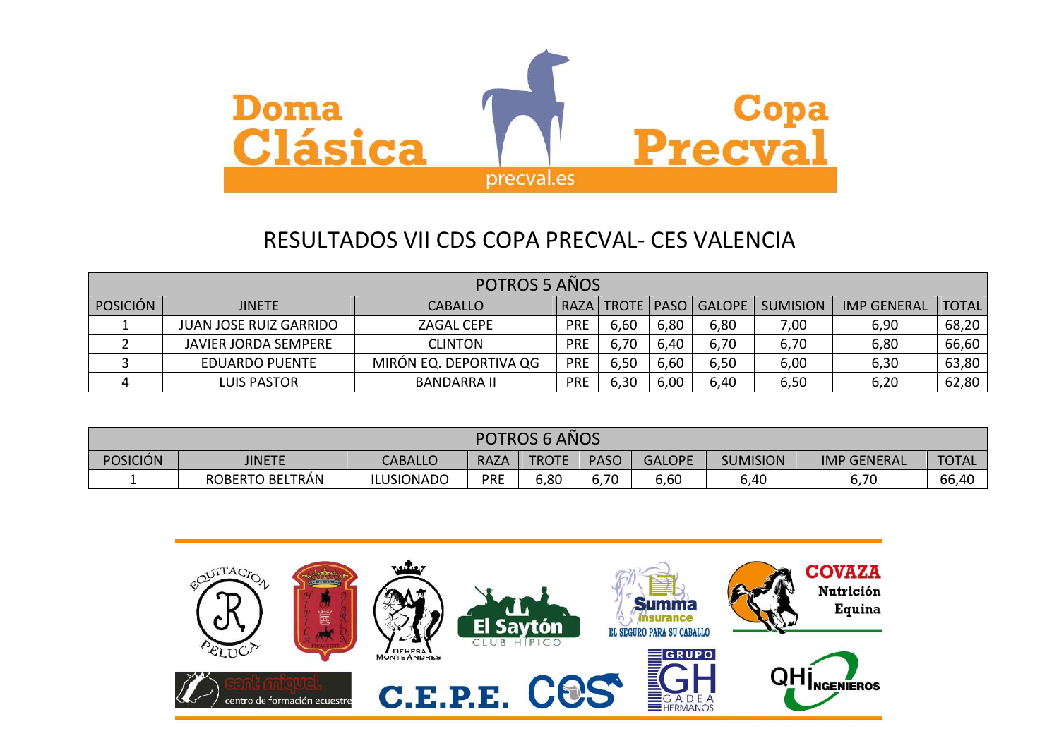# RESULTADOS VII CDS COPA PRECVAL- CES VALENCIA

| POTROS 5 AÑOS | | | | | | | | | |
|---|---|---|---|---|---|---|---|---|---|
| POSICIÓN | JINETE | CABALLO | RAZA | TROTE | PASO | GALOPE | SUMISION | IMP GENERAL | TOTAL |
| 1 | JUAN JOSE RUIZ GARRIDO | ZAGAL CEPE | PRE | 6,60 | 6,80 | 6,80 | 7,00 | 6,90 | 68,20 |
| 2 | JAVIER JORDA SEMPERE | CLINTON | PRE | 6,70 | 6,40 | 6,70 | 6,70 | 6,80 | 66,60 |
| 3 | EDUARDO PUENTE | MIRÓN EQ. DEPORTIVA QG | PRE | 6,50 | 6,60 | 6,50 | 6,00 | 6,30 | 63,80 |
| 4 | LUIS PASTOR | BANDARRA II | PRE | 6,30 | 6,00 | 6,40 | 6,50 | 6,20 | 62,80 |

| POTROS 6 AÑOS | | | | | | | | | |
|---|---|---|---|---|---|---|---|---|---|
| POSICIÓN | JINETE | CABALLO | RAZA | TROTE | PASO | GALOPE | SUMISION | IMP GENERAL | TOTAL |
| 1 | ROBERTO BELTRÁN | ILUSIONADO | PRE | 6,80 | 6,70 | 6,60 | 6,40 | 6,70 | 66,40 |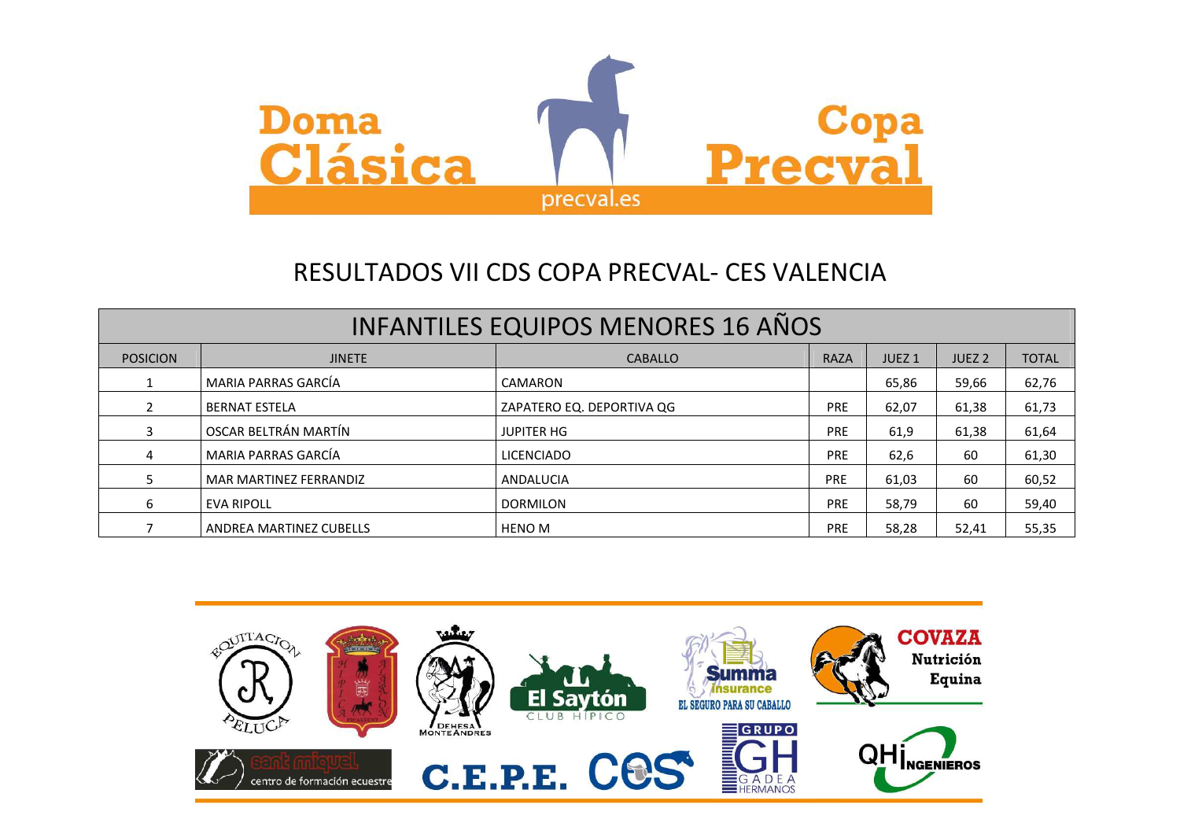# RESULTADOS VII CDS COPA PRECVAL- CES VALENCIA

| INFANTILES EQUIPOS MENORES 16 AÑOS | | | | | | |
|---|---|---|---|---|---|---|
| POSICION | JINETE | CABALLO | RAZA | JUEZ 1 | JUEZ 2 | TOTAL |
| 1 | MARIA PARRAS GARCÍA | CAMARON | | 65,86 | 59,66 | 62,76 |
| 2 | BERNAT ESTELA | ZAPATERO EQ. DEPORTIVA QG | PRE | 62,07 | 61,38 | 61,73 |
| 3 | OSCAR BELTRÁN MARTÍN | JUPITER HG | PRE | 61,9 | 61,38 | 61,64 |
| 4 | MARIA PARRAS GARCÍA | LICENCIADO | PRE | 62,6 | 60 | 61,30 |
| 5 | MAR MARTINEZ FERRANDIZ | ANDALUCIA | PRE | 61,03 | 60 | 60,52 |
| 6 | EVA RIPOLL | DORMILON | PRE | 58,79 | 60 | 59,40 |
| 7 | ANDREA MARTINEZ CUBELLS | HENO M | PRE | 58,28 | 52,41 | 55,35 |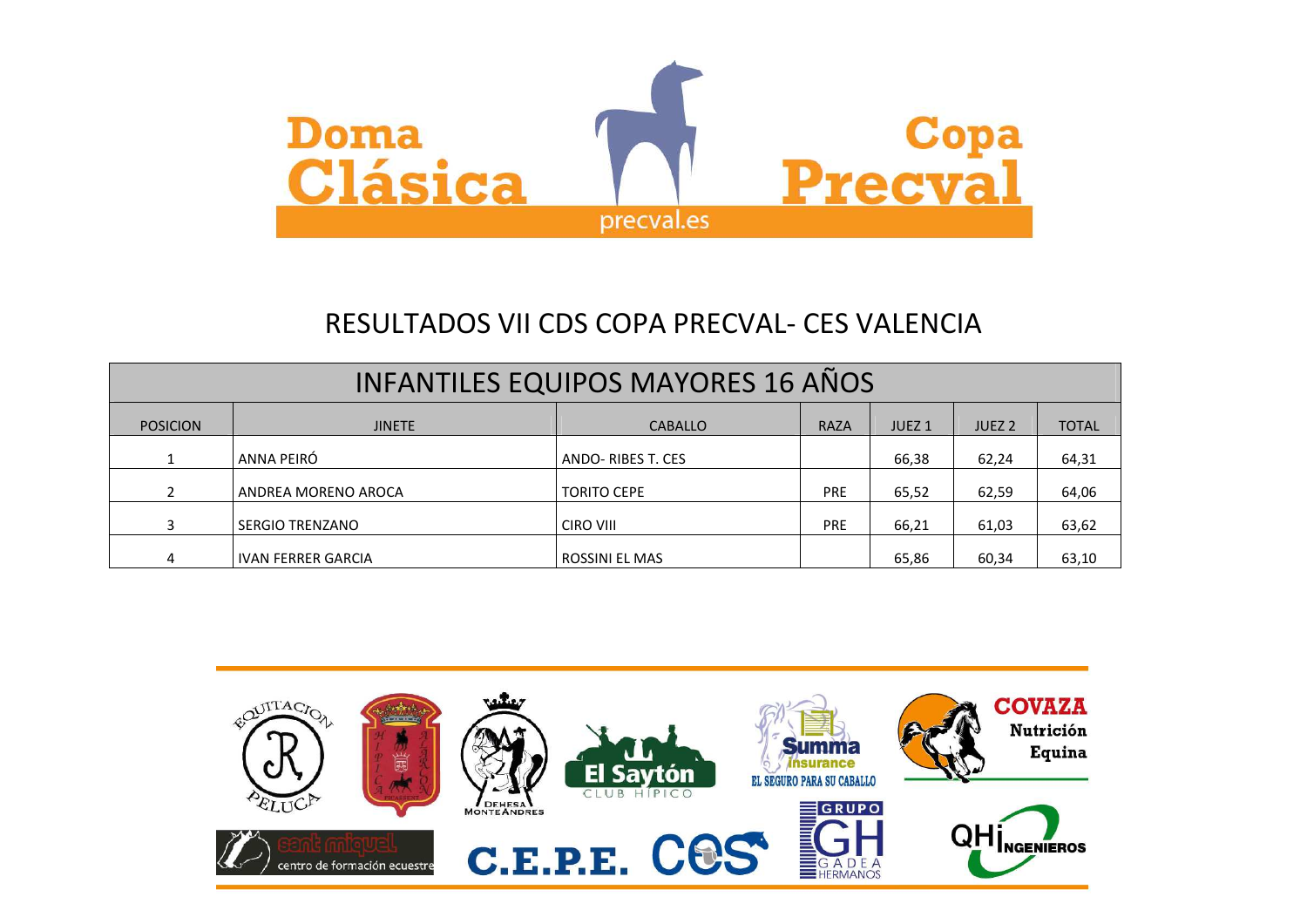# RESULTADOS VII CDS COPA PRECVAL- CES VALENCIA

| INFANTILES EQUIPOS MAYORES 16 AÑOS | | | | | | |
|---|---|---|---|---|---|---|
| POSICION | JINETE | CABALLO | RAZA | JUEZ 1 | JUEZ 2 | TOTAL |
| 1 | ANNA PEIRÓ | ANDO- RIBES T. CES | | 66,38 | 62,24 | 64,31 |
| 2 | ANDREA MORENO AROCA | TORITO CEPE | PRE | 65,52 | 62,59 | 64,06 |
| 3 | SERGIO TRENZANO | CIRO VIII | PRE | 66,21 | 61,03 | 63,62 |
| 4 | IVAN FERRER GARCIA | ROSSINI EL MAS | | 65,86 | 60,34 | 63,10 |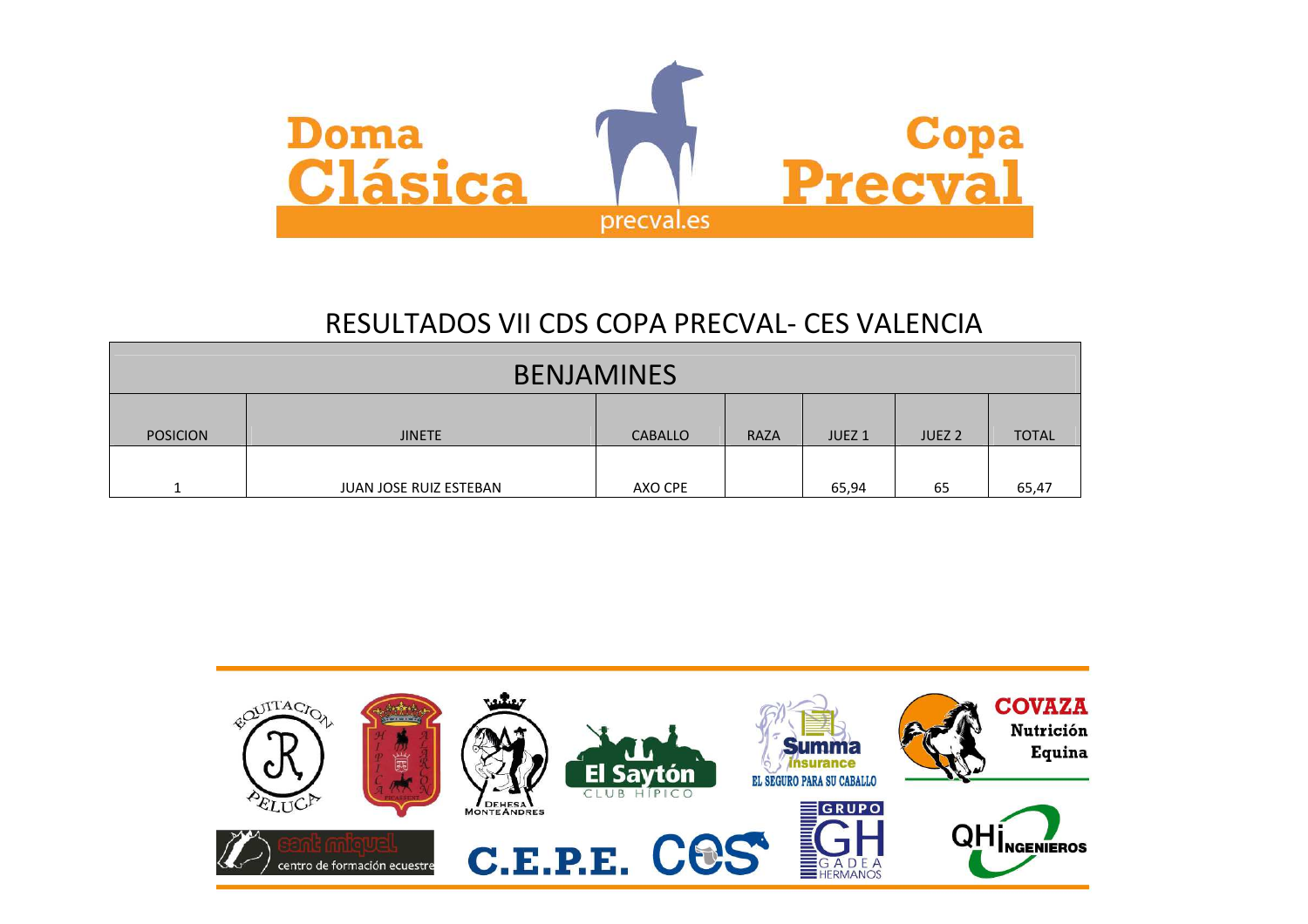# RESULTADOS VII CDS COPA PRECVAL- CES VALENCIA

| BENJAMINES | | | | | | |
|---|---|---|---|---|---|---|
| POSICION | JINETE | CABALLO | RAZA | JUEZ 1 | JUEZ 2 | TOTAL |
| 1 | JUAN JOSE RUIZ ESTEBAN | AXO CPE | | 65,94 | 65 | 65,47 |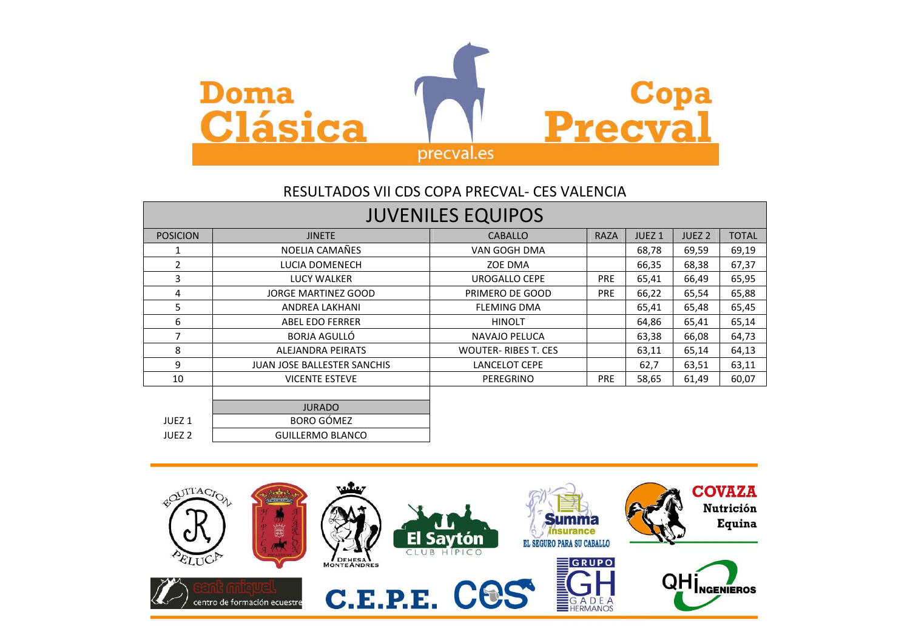# Doma Clásica Copa Precval

precval.es

## RESULTADOS VII CDS COPA PRECVAL- CES VALENCIA

### JUVENILES EQUIPOS

| POSICION | JINETE | CABALLO | RAZA | JUEZ 1 | JUEZ 2 | TOTAL |
|---|---|---|---|---|---|---|
| 1 | NOELIA CAMAÑES | VAN GOGH DMA | | 68,78 | 69,59 | 69,19 |
| 2 | LUCIA DOMENECH | ZOE DMA | | 66,35 | 68,38 | 67,37 |
| 3 | LUCY WALKER | UROGALLO CEPE | PRE | 65,41 | 66,49 | 65,95 |
| 4 | JORGE MARTINEZ GOOD | PRIMERO DE GOOD | PRE | 66,22 | 65,54 | 65,88 |
| 5 | ANDREA LAKHANI | FLEMING DMA | | 65,41 | 65,48 | 65,45 |
| 6 | ABEL EDO FERRER | HINOLT | | 64,86 | 65,41 | 65,14 |
| 7 | BORJA AGULLÓ | NAVAJO PELUCA | | 63,38 | 66,08 | 64,73 |
| 8 | ALEJANDRA PEIRATS | WOUTER- RIBES T. CES | | 63,11 | 65,14 | 64,13 |
| 9 | JUAN JOSE BALLESTER SANCHIS | LANCELOT CEPE | | 62,7 | 63,51 | 63,11 |
| 10 | VICENTE ESTEVE | PEREGRINO | PRE | 58,65 | 61,49 | 60,07 |

| | JURADO |
|---|---|
| JUEZ 1 | BORO GÓMEZ |
| JUEZ 2 | GUILLERMO BLANCO |

EQUITACION PELUCA · DEHESA MONTEANDRES · El Saytón CLUB HIPICO · Summa insurance EL SEGURO PARA SU CABALLO · COVAZA Nutrición Equina · sant miquel centro de formación ecuestre · C.E.P.E. · CES · GRUPO GH GADEA HERMANOS · QHi INGENIEROS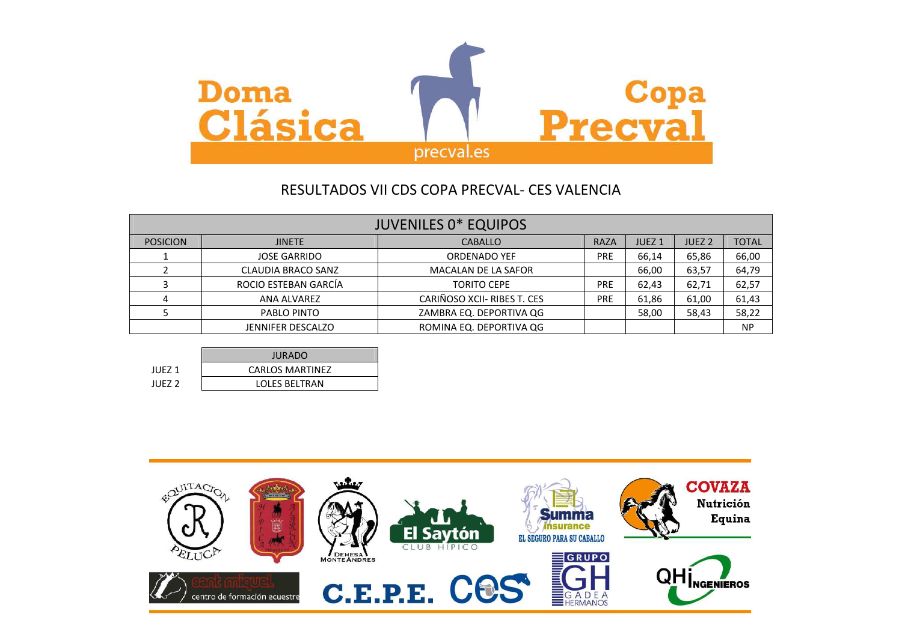# Doma Clásica Copa Precval

precval.es

## RESULTADOS VII CDS COPA PRECVAL- CES VALENCIA

| JUVENILES 0* EQUIPOS | | | | | | |
|---|---|---|---|---|---|---|
| POSICION | JINETE | CABALLO | RAZA | JUEZ 1 | JUEZ 2 | TOTAL |
| 1 | JOSE GARRIDO | ORDENADO YEF | PRE | 66,14 | 65,86 | 66,00 |
| 2 | CLAUDIA BRACO SANZ | MACALAN DE LA SAFOR | | 66,00 | 63,57 | 64,79 |
| 3 | ROCIO ESTEBAN GARCÍA | TORITO CEPE | PRE | 62,43 | 62,71 | 62,57 |
| 4 | ANA ALVAREZ | CARIÑOSO XCII- RIBES T. CES | PRE | 61,86 | 61,00 | 61,43 |
| 5 | PABLO PINTO | ZAMBRA EQ. DEPORTIVA QG | | 58,00 | 58,43 | 58,22 |
| | JENNIFER DESCALZO | ROMINA EQ. DEPORTIVA QG | | | | NP |

| | JURADO |
|---|---|
| JUEZ 1 | CARLOS MARTINEZ |
| JUEZ 2 | LOLES BELTRAN |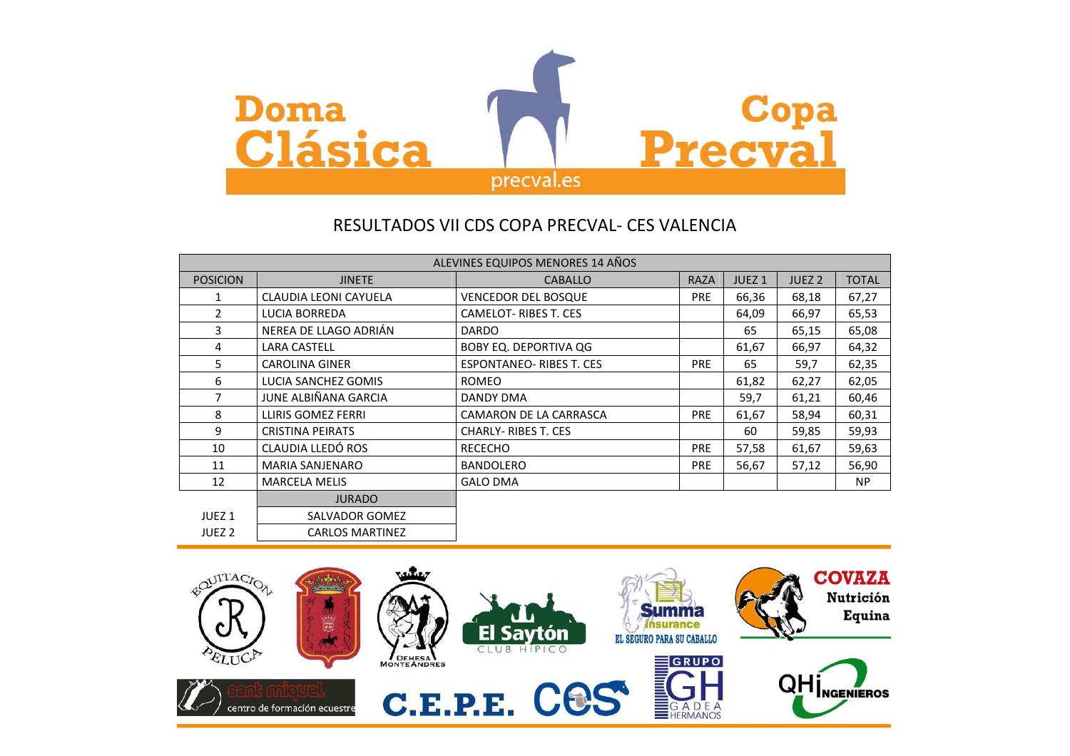# Doma Clásica Copa Precval

precval.es

## RESULTADOS VII CDS COPA PRECVAL- CES VALENCIA

| ALEVINES EQUIPOS MENORES 14 AÑOS | | | | | | |
|---|---|---|---|---|---|---|
| POSICION | JINETE | CABALLO | RAZA | JUEZ 1 | JUEZ 2 | TOTAL |
| 1 | CLAUDIA LEONI CAYUELA | VENCEDOR DEL BOSQUE | PRE | 66,36 | 68,18 | 67,27 |
| 2 | LUCIA BORREDA | CAMELOT- RIBES T. CES | | 64,09 | 66,97 | 65,53 |
| 3 | NEREA DE LLAGO ADRIÁN | DARDO | | 65 | 65,15 | 65,08 |
| 4 | LARA CASTELL | BOBY EQ. DEPORTIVA QG | | 61,67 | 66,97 | 64,32 |
| 5 | CAROLINA GINER | ESPONTANEO- RIBES T. CES | PRE | 65 | 59,7 | 62,35 |
| 6 | LUCIA SANCHEZ GOMIS | ROMEO | | 61,82 | 62,27 | 62,05 |
| 7 | JUNE ALBIÑANA GARCIA | DANDY DMA | | 59,7 | 61,21 | 60,46 |
| 8 | LLIRIS GOMEZ FERRI | CAMARON DE LA CARRASCA | PRE | 61,67 | 58,94 | 60,31 |
| 9 | CRISTINA PEIRATS | CHARLY- RIBES T. CES | | 60 | 59,85 | 59,93 |
| 10 | CLAUDIA LLEDÓ ROS | RECECHO | PRE | 57,58 | 61,67 | 59,63 |
| 11 | MARIA SANJENARO | BANDOLERO | PRE | 56,67 | 57,12 | 56,90 |
| 12 | MARCELA MELIS | GALO DMA | | | | NP |

| | JURADO |
|---|---|
| JUEZ 1 | SALVADOR GOMEZ |
| JUEZ 2 | CARLOS MARTINEZ |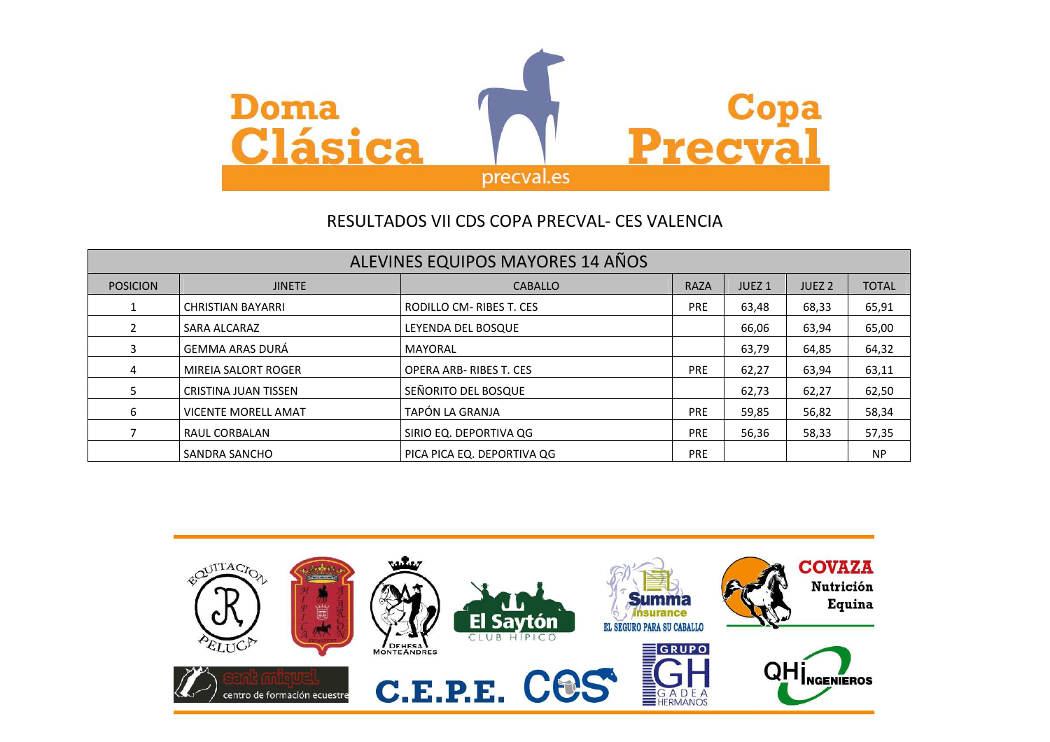# RESULTADOS VII CDS COPA PRECVAL- CES VALENCIA

| ALEVINES EQUIPOS MAYORES 14 AÑOS | | | | | | |
|---|---|---|---|---|---|---|
| POSICION | JINETE | CABALLO | RAZA | JUEZ 1 | JUEZ 2 | TOTAL |
| 1 | CHRISTIAN BAYARRI | RODILLO CM- RIBES T. CES | PRE | 63,48 | 68,33 | 65,91 |
| 2 | SARA ALCARAZ | LEYENDA DEL BOSQUE | | 66,06 | 63,94 | 65,00 |
| 3 | GEMMA ARAS DURÁ | MAYORAL | | 63,79 | 64,85 | 64,32 |
| 4 | MIREIA SALORT ROGER | OPERA ARB- RIBES T. CES | PRE | 62,27 | 63,94 | 63,11 |
| 5 | CRISTINA JUAN TISSEN | SEÑORITO DEL BOSQUE | | 62,73 | 62,27 | 62,50 |
| 6 | VICENTE MORELL AMAT | TAPÓN LA GRANJA | PRE | 59,85 | 56,82 | 58,34 |
| 7 | RAUL CORBALAN | SIRIO EQ. DEPORTIVA QG | PRE | 56,36 | 58,33 | 57,35 |
| | SANDRA SANCHO | PICA PICA EQ. DEPORTIVA QG | PRE | | | NP |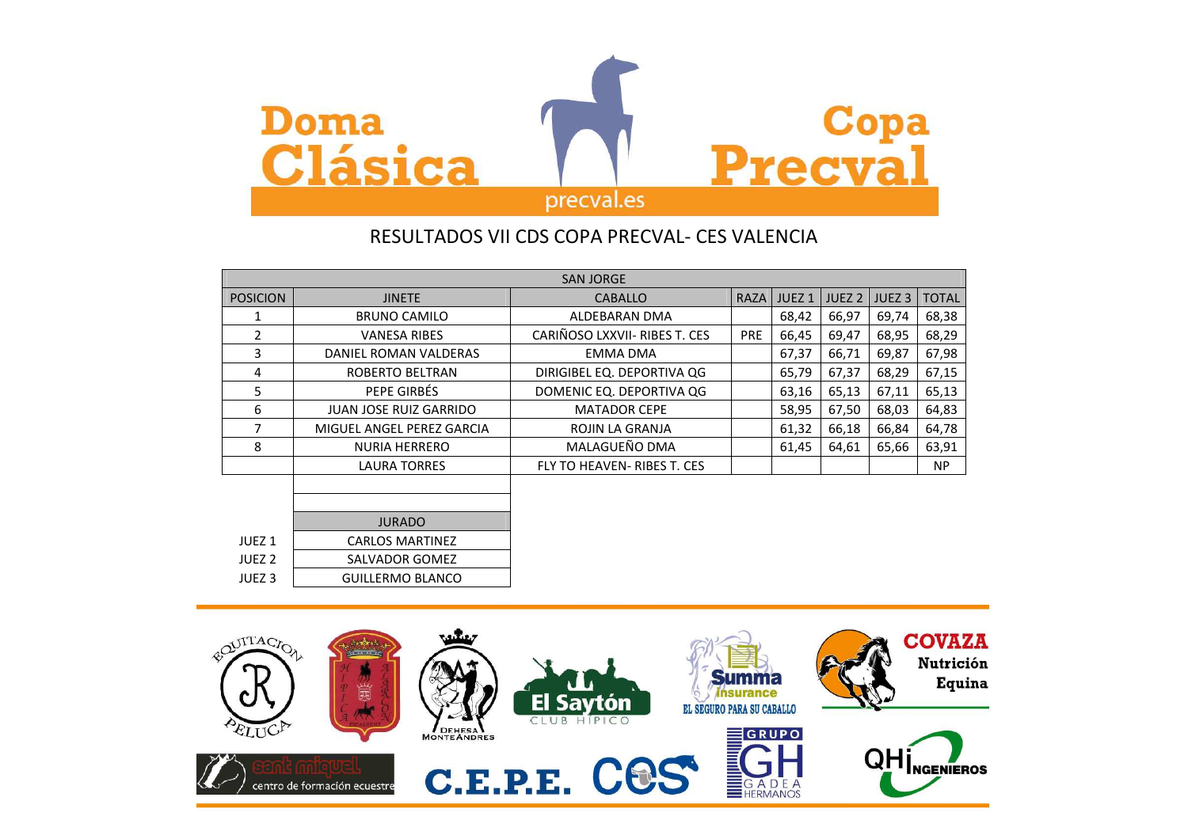Doma Clásica Copa Precval

precval.es

## RESULTADOS VII CDS COPA PRECVAL- CES VALENCIA

| SAN JORGE | | | | | | | |
|---|---|---|---|---|---|---|---|
| POSICION | JINETE | CABALLO | RAZA | JUEZ 1 | JUEZ 2 | JUEZ 3 | TOTAL |
| 1 | BRUNO CAMILO | ALDEBARAN DMA | | 68,42 | 66,97 | 69,74 | 68,38 |
| 2 | VANESA RIBES | CARIÑOSO LXXVII- RIBES T. CES | PRE | 66,45 | 69,47 | 68,95 | 68,29 |
| 3 | DANIEL ROMAN VALDERAS | EMMA DMA | | 67,37 | 66,71 | 69,87 | 67,98 |
| 4 | ROBERTO BELTRAN | DIRIGIBEL EQ. DEPORTIVA QG | | 65,79 | 67,37 | 68,29 | 67,15 |
| 5 | PEPE GIRBÉS | DOMENIC EQ. DEPORTIVA QG | | 63,16 | 65,13 | 67,11 | 65,13 |
| 6 | JUAN JOSE RUIZ GARRIDO | MATADOR CEPE | | 58,95 | 67,50 | 68,03 | 64,83 |
| 7 | MIGUEL ANGEL PEREZ GARCIA | ROJIN LA GRANJA | | 61,32 | 66,18 | 66,84 | 64,78 |
| 8 | NURIA HERRERO | MALAGUEÑO DMA | | 61,45 | 64,61 | 65,66 | 63,91 |
| | LAURA TORRES | FLY TO HEAVEN- RIBES T. CES | | | | | NP |

| | JURADO |
|---|---|
| JUEZ 1 | CARLOS MARTINEZ |
| JUEZ 2 | SALVADOR GOMEZ |
| JUEZ 3 | GUILLERMO BLANCO |

Equitación Peluca · Hípica Alarcón · Dehesa Monteandres · El Saytón Club Hípico · Summa Insurance - El seguro para su caballo · Covaza Nutrición Equina · Sant Miquel centro de formación ecuestre · C.E.P.E. · CES · Grupo GH Gadea Hermanos · QHI Ingenieros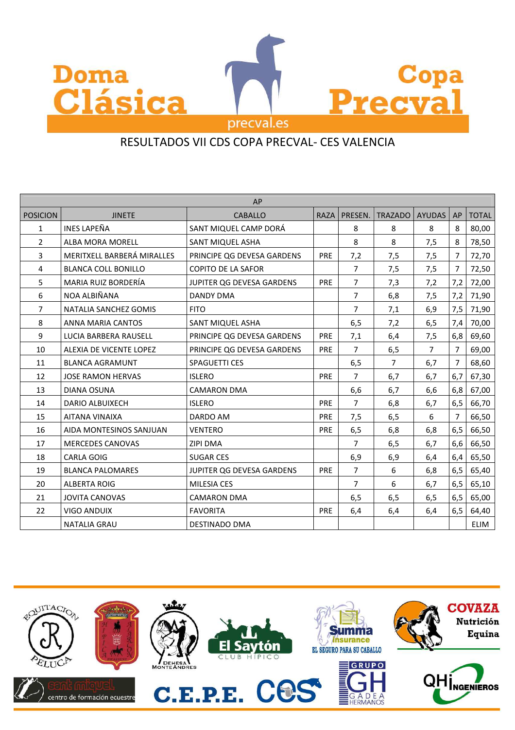# Doma Clásica — Copa Precval

precval.es

RESULTADOS VII CDS COPA PRECVAL- CES VALENCIA

| AP | | | | | | | | |
|---|---|---|---|---|---|---|---|---|
| POSICION | JINETE | CABALLO | RAZA | PRESEN. | TRAZADO | AYUDAS | AP | TOTAL |
| 1 | INES LAPEÑA | SANT MIQUEL CAMP DORÁ | | 8 | 8 | 8 | 8 | 80,00 |
| 2 | ALBA MORA MORELL | SANT MIQUEL ASHA | | 8 | 8 | 7,5 | 8 | 78,50 |
| 3 | MERITXELL BARBERÁ MIRALLES | PRINCIPE QG DEVESA GARDENS | PRE | 7,2 | 7,5 | 7,5 | 7 | 72,70 |
| 4 | BLANCA COLL BONILLO | COPITO DE LA SAFOR | | 7 | 7,5 | 7,5 | 7 | 72,50 |
| 5 | MARIA RUIZ BORDERÍA | JUPITER QG DEVESA GARDENS | PRE | 7 | 7,3 | 7,2 | 7,2 | 72,00 |
| 6 | NOA ALBIÑANA | DANDY DMA | | 7 | 6,8 | 7,5 | 7,2 | 71,90 |
| 7 | NATALIA SANCHEZ GOMIS | FITO | | 7 | 7,1 | 6,9 | 7,5 | 71,90 |
| 8 | ANNA MARIA CANTOS | SANT MIQUEL ASHA | | 6,5 | 7,2 | 6,5 | 7,4 | 70,00 |
| 9 | LUCIA BARBERA RAUSELL | PRINCIPE QG DEVESA GARDENS | PRE | 7,1 | 6,4 | 7,5 | 6,8 | 69,60 |
| 10 | ALEXIA DE VICENTE LOPEZ | PRINCIPE QG DEVESA GARDENS | PRE | 7 | 6,5 | 7 | 7 | 69,00 |
| 11 | BLANCA AGRAMUNT | SPAGUETTI CES | | 6,5 | 7 | 6,7 | 7 | 68,60 |
| 12 | JOSE RAMON HERVAS | ISLERO | PRE | 7 | 6,7 | 6,7 | 6,7 | 67,30 |
| 13 | DIANA OSUNA | CAMARON DMA | | 6,6 | 6,7 | 6,6 | 6,8 | 67,00 |
| 14 | DARIO ALBUIXECH | ISLERO | PRE | 7 | 6,8 | 6,7 | 6,5 | 66,70 |
| 15 | AITANA VINAIXA | DARDO AM | PRE | 7,5 | 6,5 | 6 | 7 | 66,50 |
| 16 | AIDA MONTESINOS SANJUAN | VENTERO | PRE | 6,5 | 6,8 | 6,8 | 6,5 | 66,50 |
| 17 | MERCEDES CANOVAS | ZIPI DMA | | 7 | 6,5 | 6,7 | 6,6 | 66,50 |
| 18 | CARLA GOIG | SUGAR CES | | 6,9 | 6,9 | 6,4 | 6,4 | 65,50 |
| 19 | BLANCA PALOMARES | JUPITER QG DEVESA GARDENS | PRE | 7 | 6 | 6,8 | 6,5 | 65,40 |
| 20 | ALBERTA ROIG | MILESIA CES | | 7 | 6 | 6,7 | 6,5 | 65,10 |
| 21 | JOVITA CANOVAS | CAMARON DMA | | 6,5 | 6,5 | 6,5 | 6,5 | 65,00 |
| 22 | VIGO ANDUIX | FAVORITA | PRE | 6,4 | 6,4 | 6,4 | 6,5 | 64,40 |
| | NATALIA GRAU | DESTINADO DMA | | | | | | ELIM |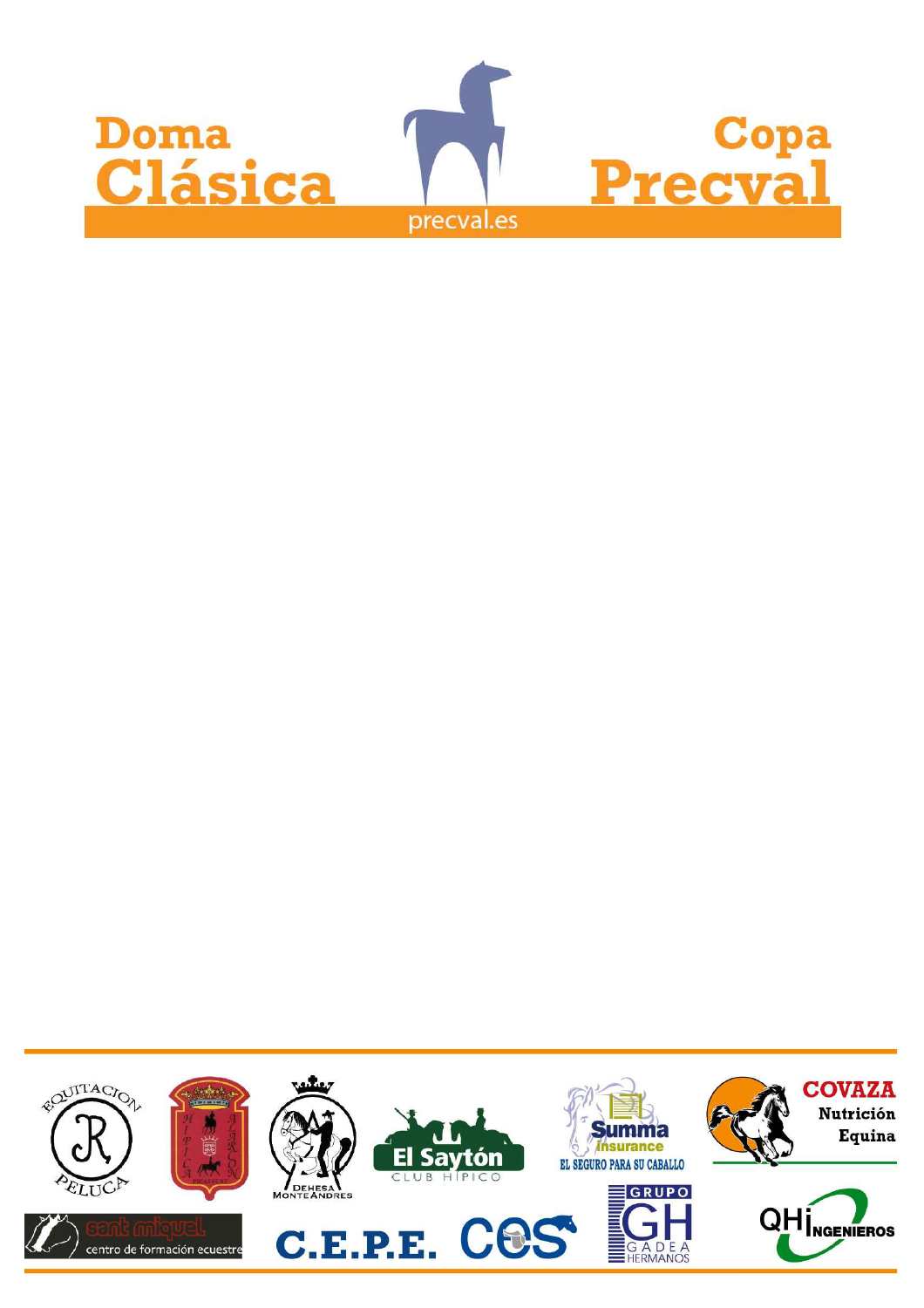Doma Clásica

precval.es

Copa Precval